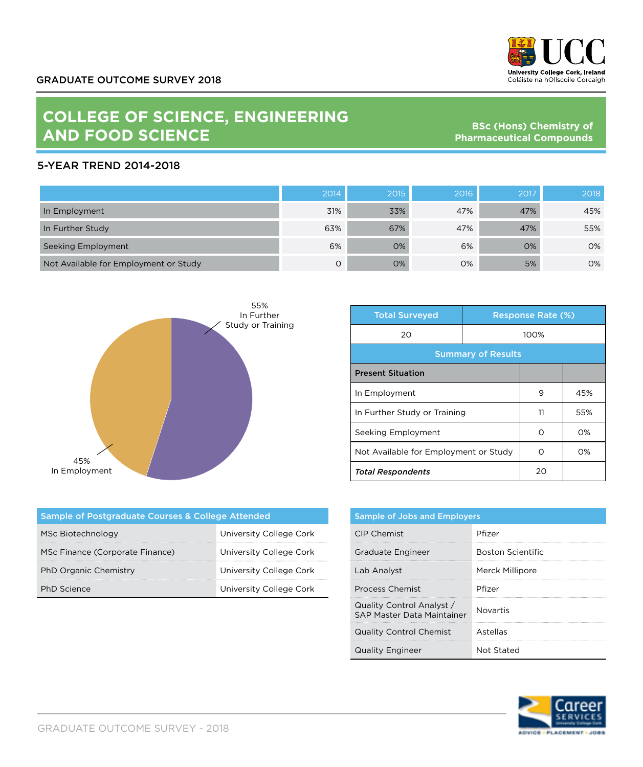GRADUATE OUTCOME SURVEY 2018

UCC
University College Cork, Ireland
Coláiste na hOllscoile Corcaigh

# COLLEGE OF SCIENCE, ENGINEERING AND FOOD SCIENCE

**BSc (Hons) Chemistry of Pharmaceutical Compounds**

## 5-YEAR TREND 2014-2018

| | 2014 | 2015 | 2016 | 2017 | 2018 |
|---|---|---|---|---|---|
| In Employment | 31% | 33% | 47% | 47% | 45% |
| In Further Study | 63% | 67% | 47% | 47% | 55% |
| Seeking Employment | 6% | 0% | 6% | 0% | 0% |
| Not Available for Employment or Study | 0 | 0% | 0% | 5% | 0% |

55% In Further Study or Training

45% In Employment

| Total Surveyed | Response Rate (%) |
|---|---|
| 20 | 100% |

**Summary of Results**

| Present Situation | | |
|---|---|---|
| In Employment | 9 | 45% |
| In Further Study or Training | 11 | 55% |
| Seeking Employment | 0 | 0% |
| Not Available for Employment or Study | 0 | 0% |
| ***Total Respondents*** | 20 | |

| Sample of Postgraduate Courses & College Attended | |
|---|---|
| MSc Biotechnology | University College Cork |
| MSc Finance (Corporate Finance) | University College Cork |
| PhD Organic Chemistry | University College Cork |
| PhD Science | University College Cork |

| Sample of Jobs and Employers | |
|---|---|
| CIP Chemist | Pfizer |
| Graduate Engineer | Boston Scientific |
| Lab Analyst | Merck Millipore |
| Process Chemist | Pfizer |
| Quality Control Analyst / SAP Master Data Maintainer | Novartis |
| Quality Control Chemist | Astellas |
| Quality Engineer | Not Stated |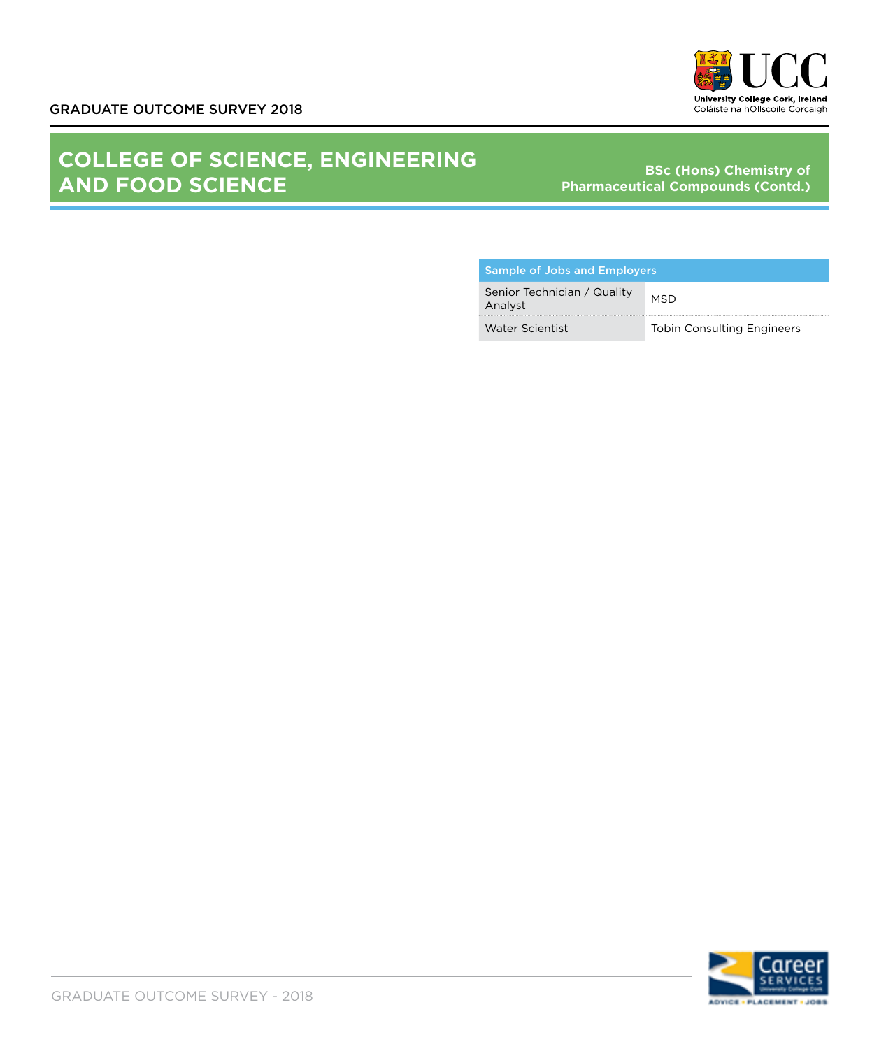## COLLEGE OF SCIENCE, ENGINEERING AND FOOD SCIENCE

**BSc (Hons) Chemistry of Pharmaceutical Compounds (Contd.)**

| Sample of Jobs and Employers | |
|---|---|
| Senior Technician / Quality Analyst | MSD |
| Water Scientist | Tobin Consulting Engineers |